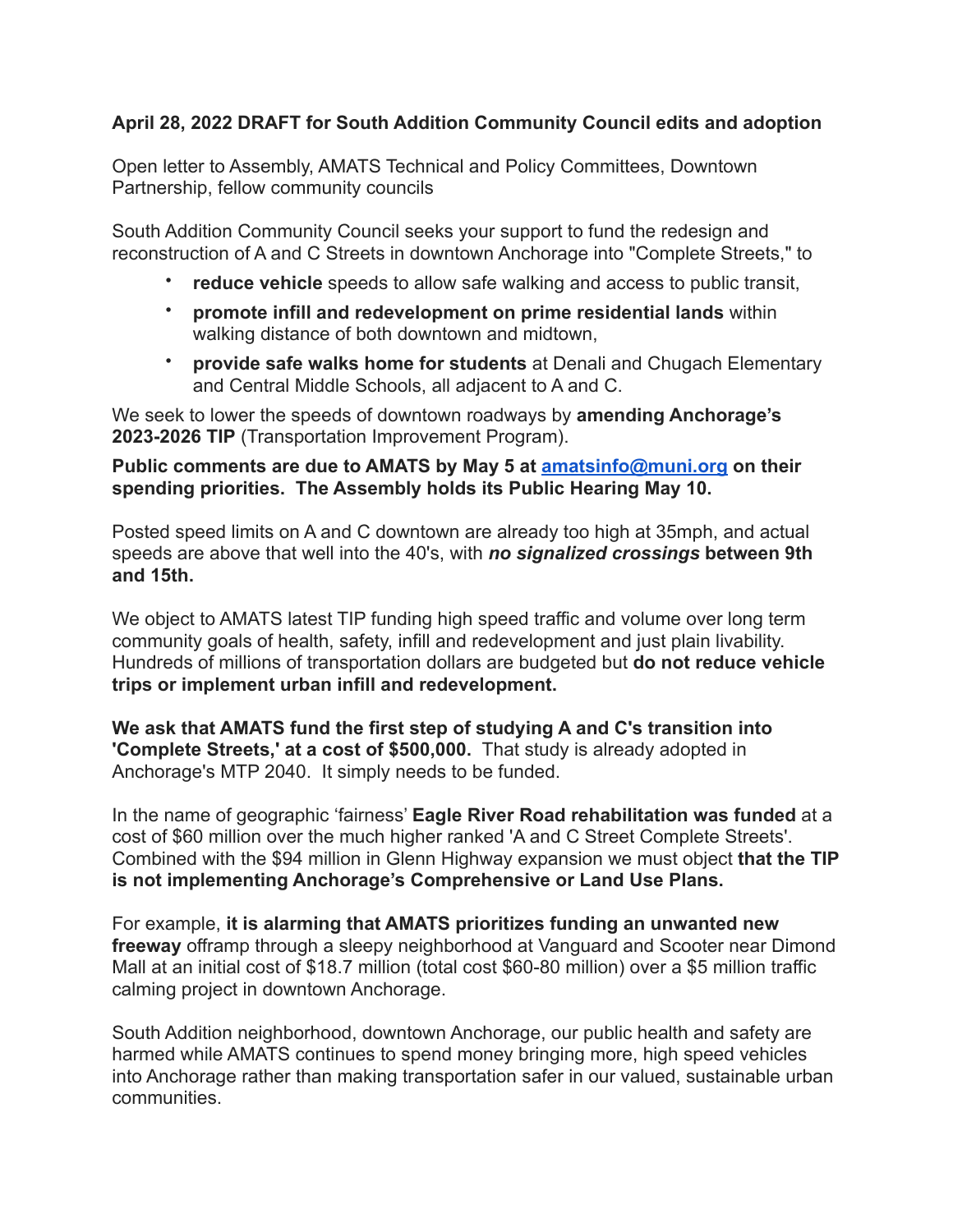**April 28, 2022 DRAFT for South Addition Community Council edits and adoption**

Open letter to Assembly, AMATS Technical and Policy Committees, Downtown Partnership, fellow community councils

South Addition Community Council seeks your support to fund the redesign and reconstruction of A and C Streets in downtown Anchorage into "Complete Streets," to

- **reduce vehicle** speeds to allow safe walking and access to public transit,
- **promote infill and redevelopment on prime residential lands** within walking distance of both downtown and midtown,
- **provide safe walks home for students** at Denali and Chugach Elementary and Central Middle Schools, all adjacent to A and C.

We seek to lower the speeds of downtown roadways by **amending Anchorage's 2023-2026 TIP** (Transportation Improvement Program).

**Public comments are due to AMATS by May 5 at [amatsinfo@muni.org](mailto:amatsinfo@muni.org) on their spending priorities. The Assembly holds its Public Hearing May 10.**

Posted speed limits on A and C downtown are already too high at 35mph, and actual speeds are above that well into the 40's, with ***no signalized crossings*** **between 9th and 15th.**

We object to AMATS latest TIP funding high speed traffic and volume over long term community goals of health, safety, infill and redevelopment and just plain livability. Hundreds of millions of transportation dollars are budgeted but **do not reduce vehicle trips or implement urban infill and redevelopment.**

**We ask that AMATS fund the first step of studying A and C's transition into 'Complete Streets,' at a cost of $500,000.** That study is already adopted in Anchorage's MTP 2040. It simply needs to be funded.

In the name of geographic 'fairness' **Eagle River Road rehabilitation was funded** at a cost of $60 million over the much higher ranked 'A and C Street Complete Streets'. Combined with the $94 million in Glenn Highway expansion we must object **that the TIP is not implementing Anchorage's Comprehensive or Land Use Plans.**

For example, **it is alarming that AMATS prioritizes funding an unwanted new freeway** offramp through a sleepy neighborhood at Vanguard and Scooter near Dimond Mall at an initial cost of $18.7 million (total cost $60-80 million) over a $5 million traffic calming project in downtown Anchorage.

South Addition neighborhood, downtown Anchorage, our public health and safety are harmed while AMATS continues to spend money bringing more, high speed vehicles into Anchorage rather than making transportation safer in our valued, sustainable urban communities.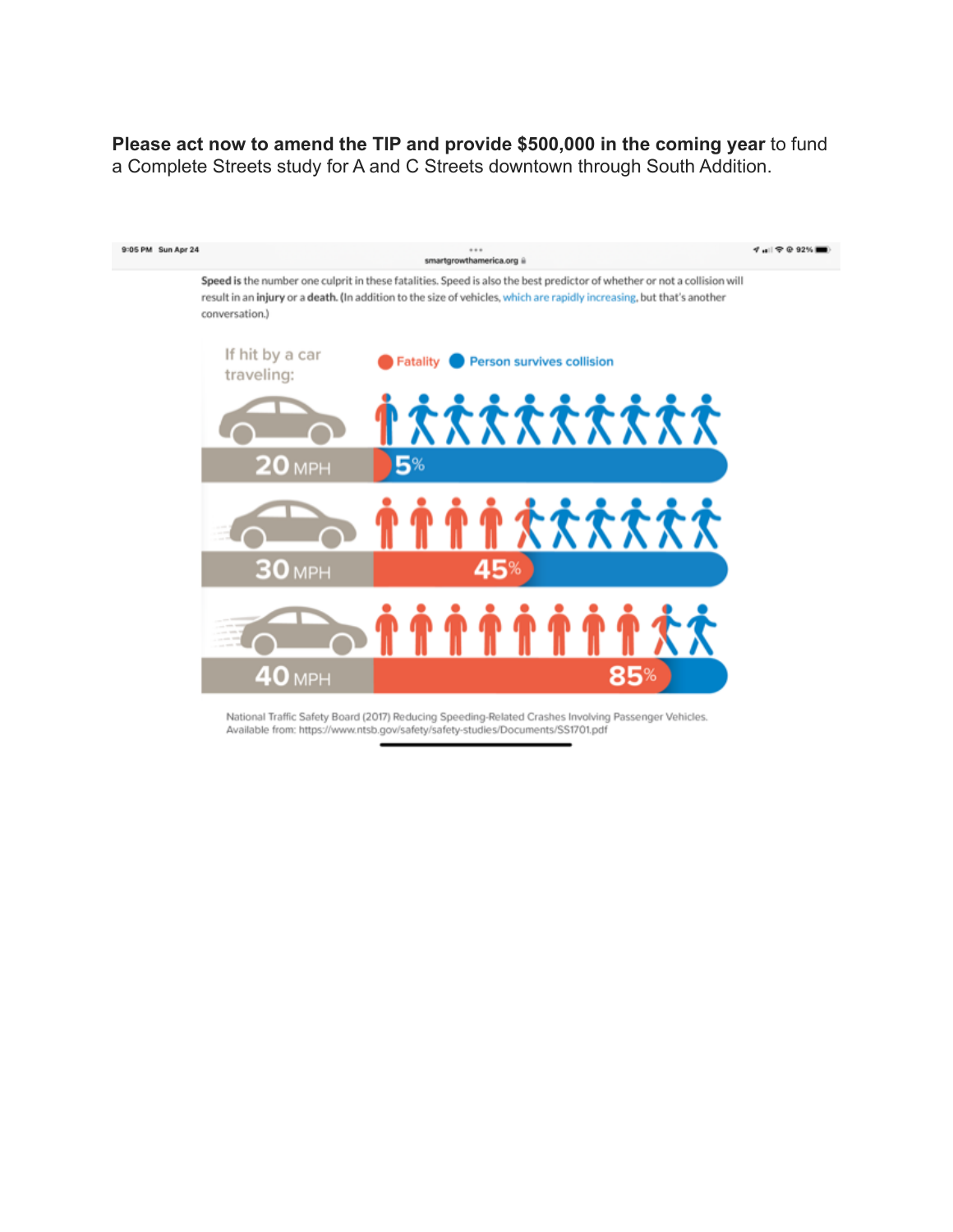**Please act now to amend the TIP and provide $500,000 in the coming year** to fund a Complete Streets study for A and C Streets downtown through South Addition.

9:05 PM Sun Apr 24

smartgrowthamerica.org

92%

**Speed** is the number one culprit in these fatalities. Speed is also the best predictor of whether or not a collision will result in an **injury** or a **death**. (In addition to the size of vehicles, which are rapidly increasing, but that's another conversation.)

If hit by a car traveling:

Fatality

Person survives collision

20 MPH

5%

30 MPH

45%

40 MPH

85%

National Traffic Safety Board (2017) Reducing Speeding-Related Crashes Involving Passenger Vehicles. Available from: https://www.ntsb.gov/safety/safety-studies/Documents/SS1701.pdf